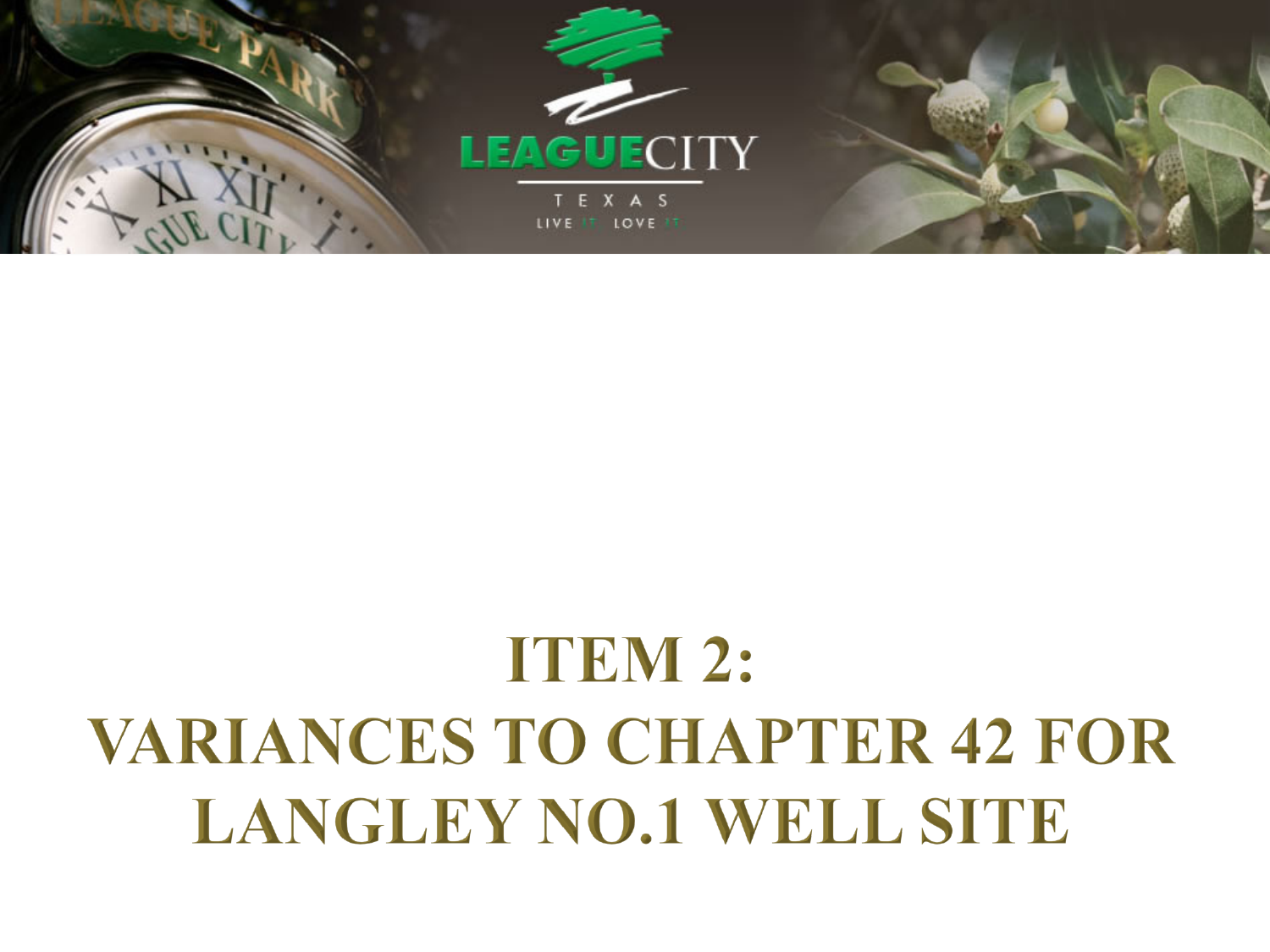# ITEM 2: VARIANCES TO CHAPTER 42 FOR LANGLEY NO.1 WELL SITE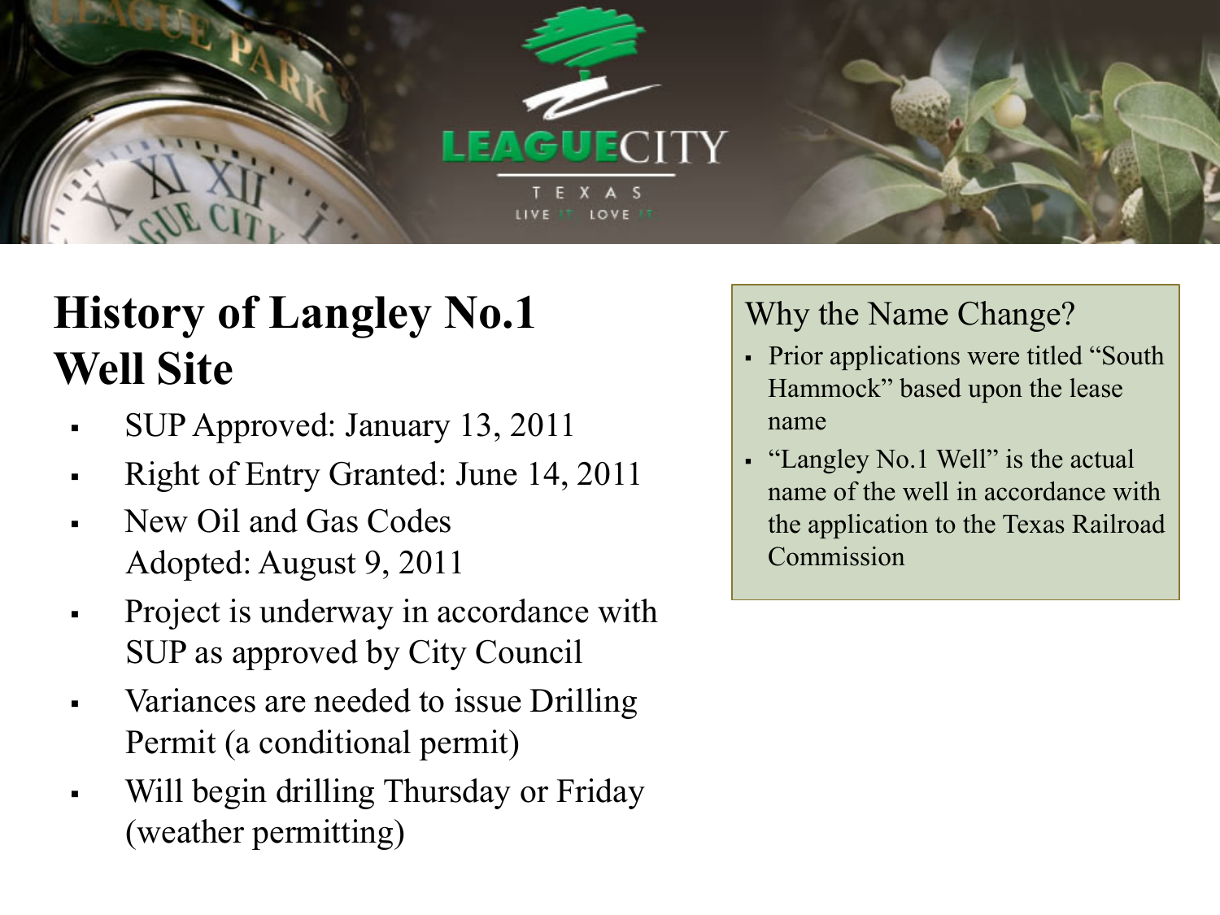# History of Langley No.1 Well Site

- SUP Approved: January 13, 2011
- Right of Entry Granted: June 14, 2011
- New Oil and Gas Codes Adopted: August 9, 2011
- Project is underway in accordance with SUP as approved by City Council
- Variances are needed to issue Drilling Permit (a conditional permit)
- Will begin drilling Thursday or Friday (weather permitting)

## Why the Name Change?

- Prior applications were titled "South Hammock" based upon the lease name
- "Langley No.1 Well" is the actual name of the well in accordance with the application to the Texas Railroad Commission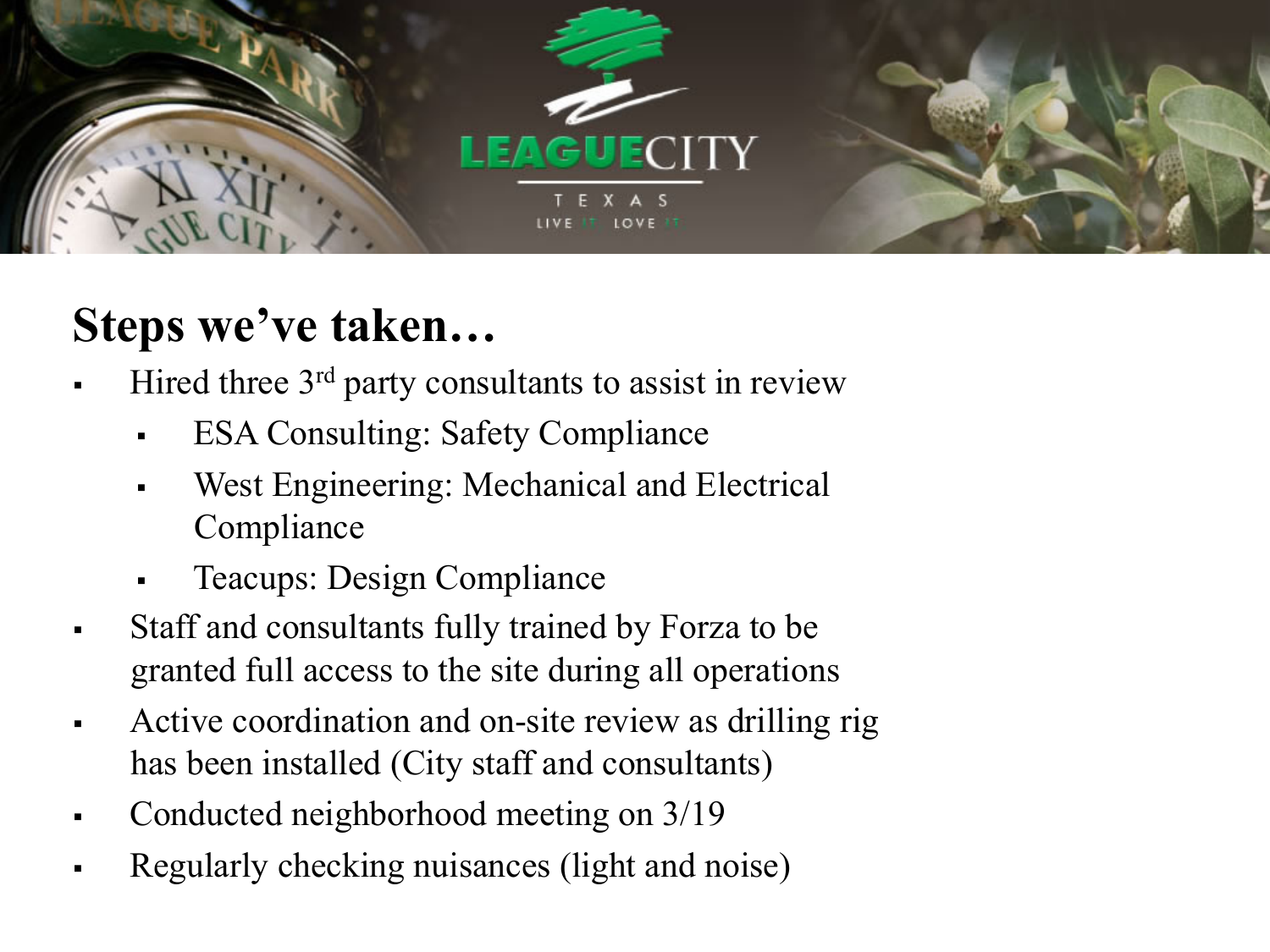## Steps we've taken…

- Hired three 3rd party consultants to assist in review
  - ESA Consulting: Safety Compliance
  - West Engineering: Mechanical and Electrical Compliance
  - Teacups: Design Compliance
- Staff and consultants fully trained by Forza to be granted full access to the site during all operations
- Active coordination and on-site review as drilling rig has been installed (City staff and consultants)
- Conducted neighborhood meeting on 3/19
- Regularly checking nuisances (light and noise)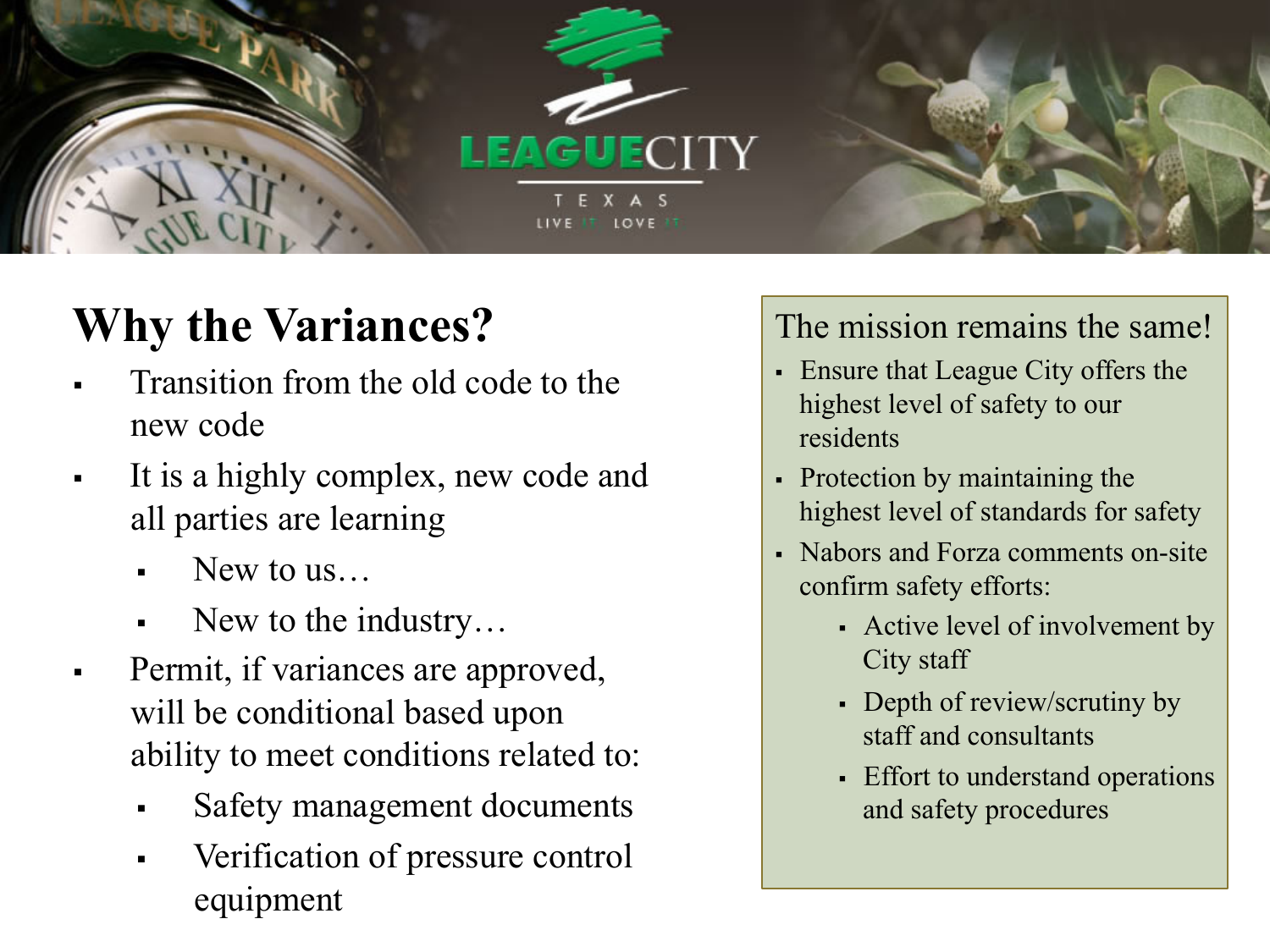# Why the Variances?

- Transition from the old code to the new code
- It is a highly complex, new code and all parties are learning
  - New to us…
  - New to the industry…
- Permit, if variances are approved, will be conditional based upon ability to meet conditions related to:
  - Safety management documents
  - Verification of pressure control equipment

## The mission remains the same!

- Ensure that League City offers the highest level of safety to our residents
- Protection by maintaining the highest level of standards for safety
- Nabors and Forza comments on-site confirm safety efforts:
  - Active level of involvement by City staff
  - Depth of review/scrutiny by staff and consultants
  - Effort to understand operations and safety procedures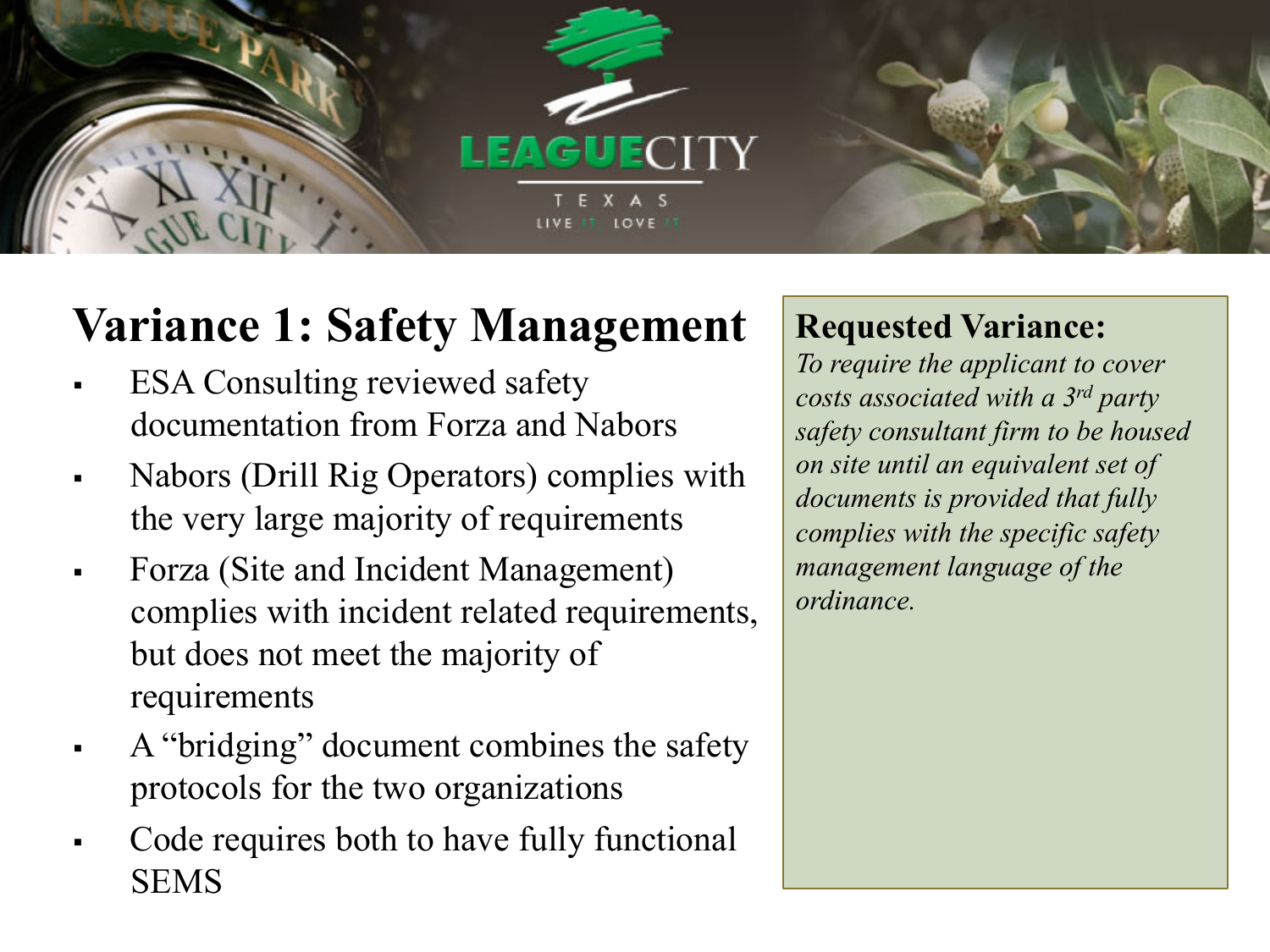# Variance 1: Safety Management

- ESA Consulting reviewed safety documentation from Forza and Nabors
- Nabors (Drill Rig Operators) complies with the very large majority of requirements
- Forza (Site and Incident Management) complies with incident related requirements, but does not meet the majority of requirements
- A "bridging" document combines the safety protocols for the two organizations
- Code requires both to have fully functional SEMS

**Requested Variance:**

*To require the applicant to cover costs associated with a 3rd party safety consultant firm to be housed on site until an equivalent set of documents is provided that fully complies with the specific safety management language of the ordinance.*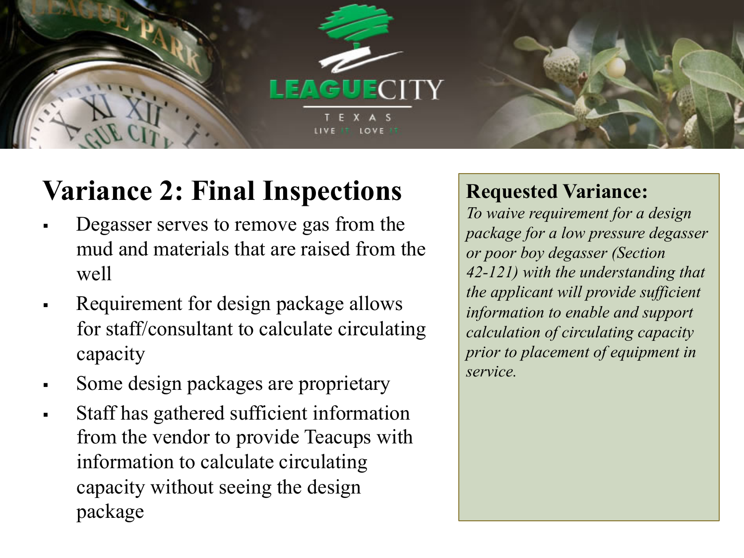# Variance 2: Final Inspections

- Degasser serves to remove gas from the mud and materials that are raised from the well
- Requirement for design package allows for staff/consultant to calculate circulating capacity
- Some design packages are proprietary
- Staff has gathered sufficient information from the vendor to provide Teacups with information to calculate circulating capacity without seeing the design package

**Requested Variance:**

*To waive requirement for a design package for a low pressure degasser or poor boy degasser (Section 42-121) with the understanding that the applicant will provide sufficient information to enable and support calculation of circulating capacity prior to placement of equipment in service.*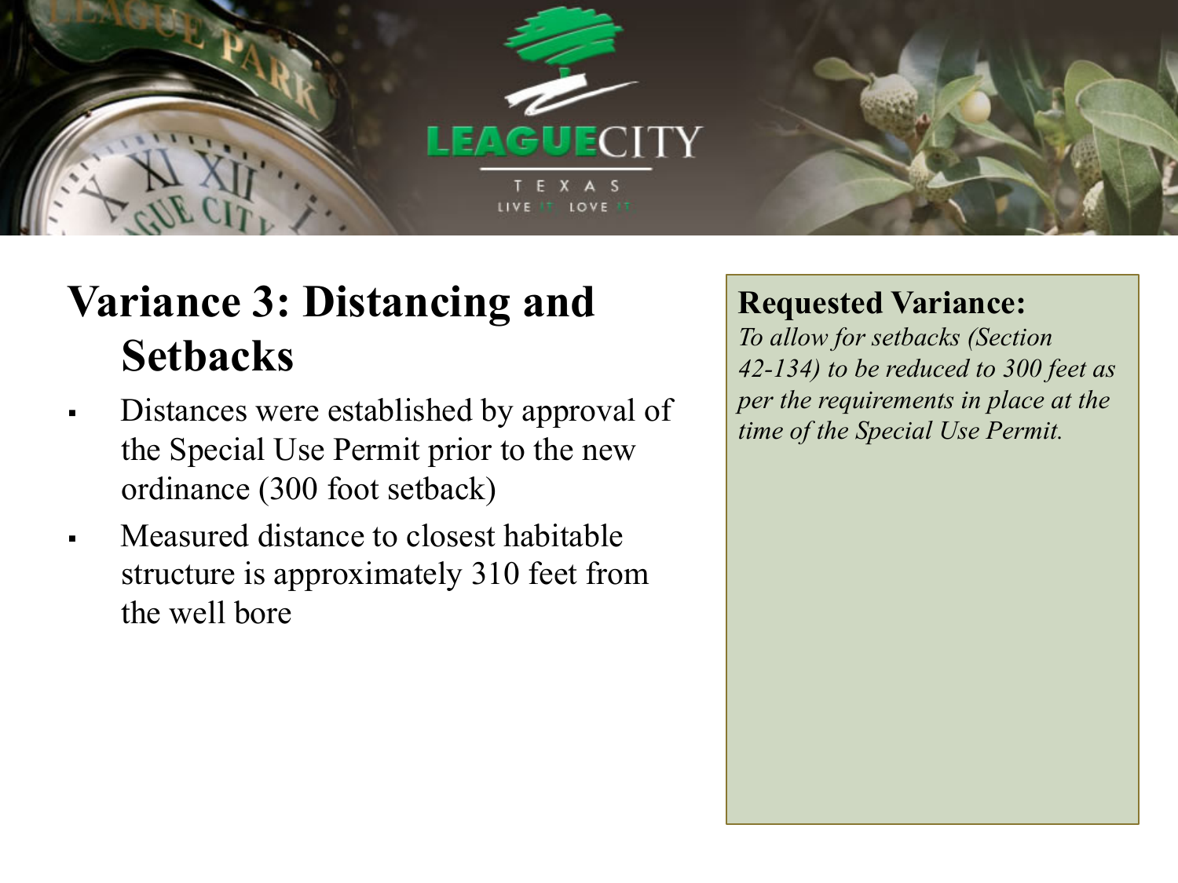# Variance 3: Distancing and Setbacks

- Distances were established by approval of the Special Use Permit prior to the new ordinance (300 foot setback)
- Measured distance to closest habitable structure is approximately 310 feet from the well bore

**Requested Variance:**

*To allow for setbacks (Section 42-134) to be reduced to 300 feet as per the requirements in place at the time of the Special Use Permit.*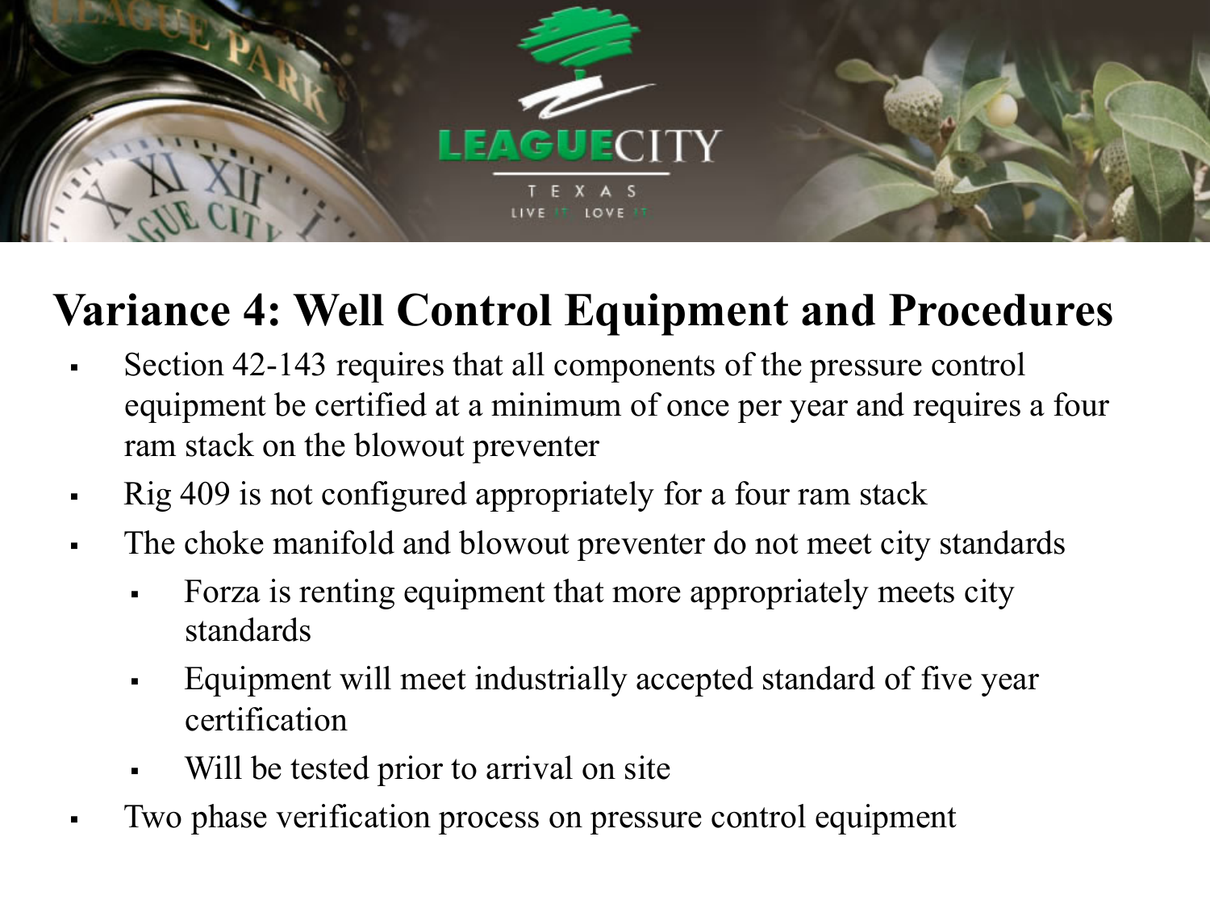# Variance 4: Well Control Equipment and Procedures

- Section 42-143 requires that all components of the pressure control equipment be certified at a minimum of once per year and requires a four ram stack on the blowout preventer
- Rig 409 is not configured appropriately for a four ram stack
- The choke manifold and blowout preventer do not meet city standards
  - Forza is renting equipment that more appropriately meets city standards
  - Equipment will meet industrially accepted standard of five year certification
  - Will be tested prior to arrival on site
- Two phase verification process on pressure control equipment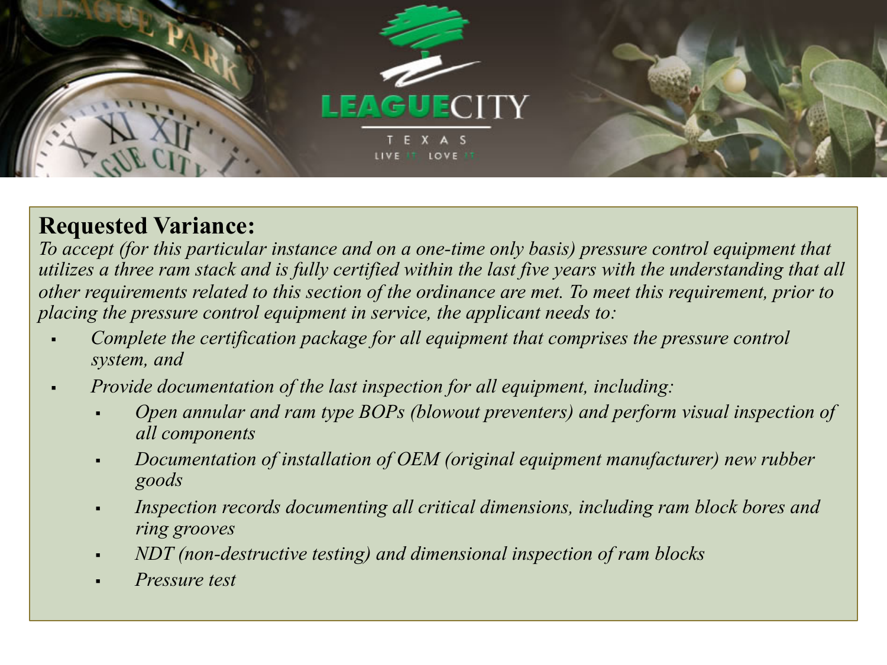**Requested Variance:**

*To accept (for this particular instance and on a one-time only basis) pressure control equipment that utilizes a three ram stack and is fully certified within the last five years with the understanding that all other requirements related to this section of the ordinance are met. To meet this requirement, prior to placing the pressure control equipment in service, the applicant needs to:*

- *Complete the certification package for all equipment that comprises the pressure control system, and*
- *Provide documentation of the last inspection for all equipment, including:*
  - *Open annular and ram type BOPs (blowout preventers) and perform visual inspection of all components*
  - *Documentation of installation of OEM (original equipment manufacturer) new rubber goods*
  - *Inspection records documenting all critical dimensions, including ram block bores and ring grooves*
  - *NDT (non-destructive testing) and dimensional inspection of ram blocks*
  - *Pressure test*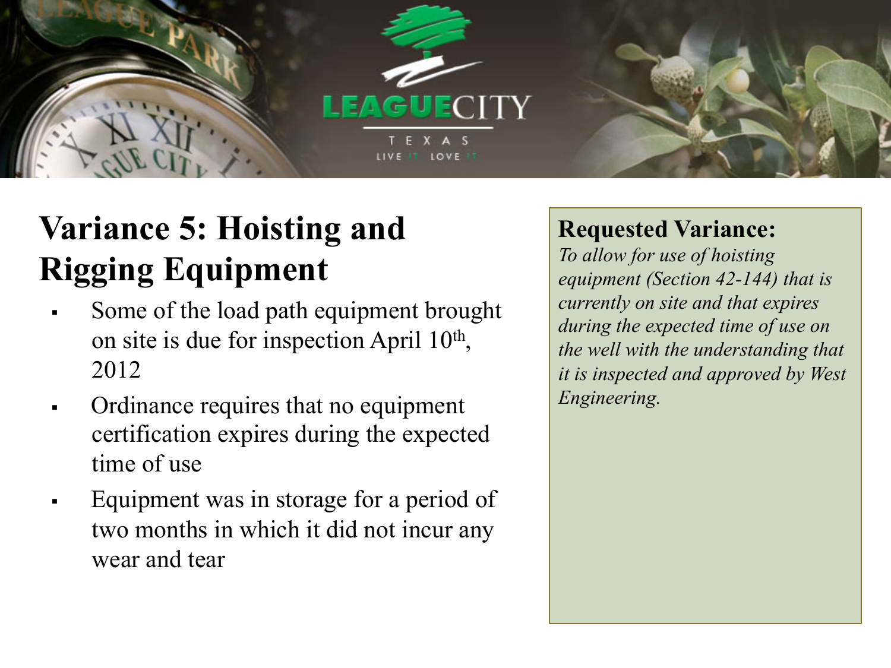# Variance 5: Hoisting and Rigging Equipment

- Some of the load path equipment brought on site is due for inspection April 10th, 2012
- Ordinance requires that no equipment certification expires during the expected time of use
- Equipment was in storage for a period of two months in which it did not incur any wear and tear

**Requested Variance:**

*To allow for use of hoisting equipment (Section 42-144) that is currently on site and that expires during the expected time of use on the well with the understanding that it is inspected and approved by West Engineering.*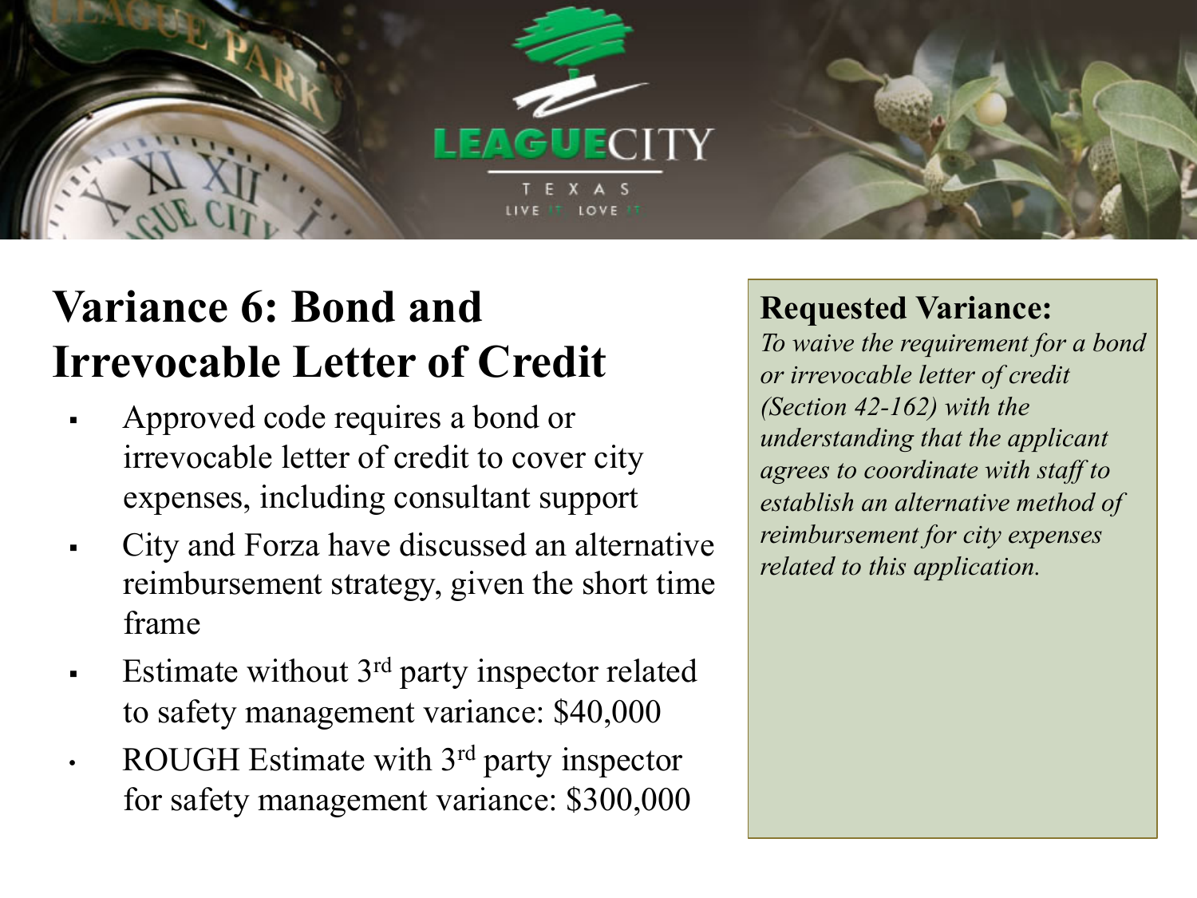## Variance 6: Bond and Irrevocable Letter of Credit

- Approved code requires a bond or irrevocable letter of credit to cover city expenses, including consultant support
- City and Forza have discussed an alternative reimbursement strategy, given the short time frame
- Estimate without 3rd party inspector related to safety management variance: $40,000
- ROUGH Estimate with 3rd party inspector for safety management variance: $300,000

**Requested Variance:**

*To waive the requirement for a bond or irrevocable letter of credit (Section 42-162) with the understanding that the applicant agrees to coordinate with staff to establish an alternative method of reimbursement for city expenses related to this application.*